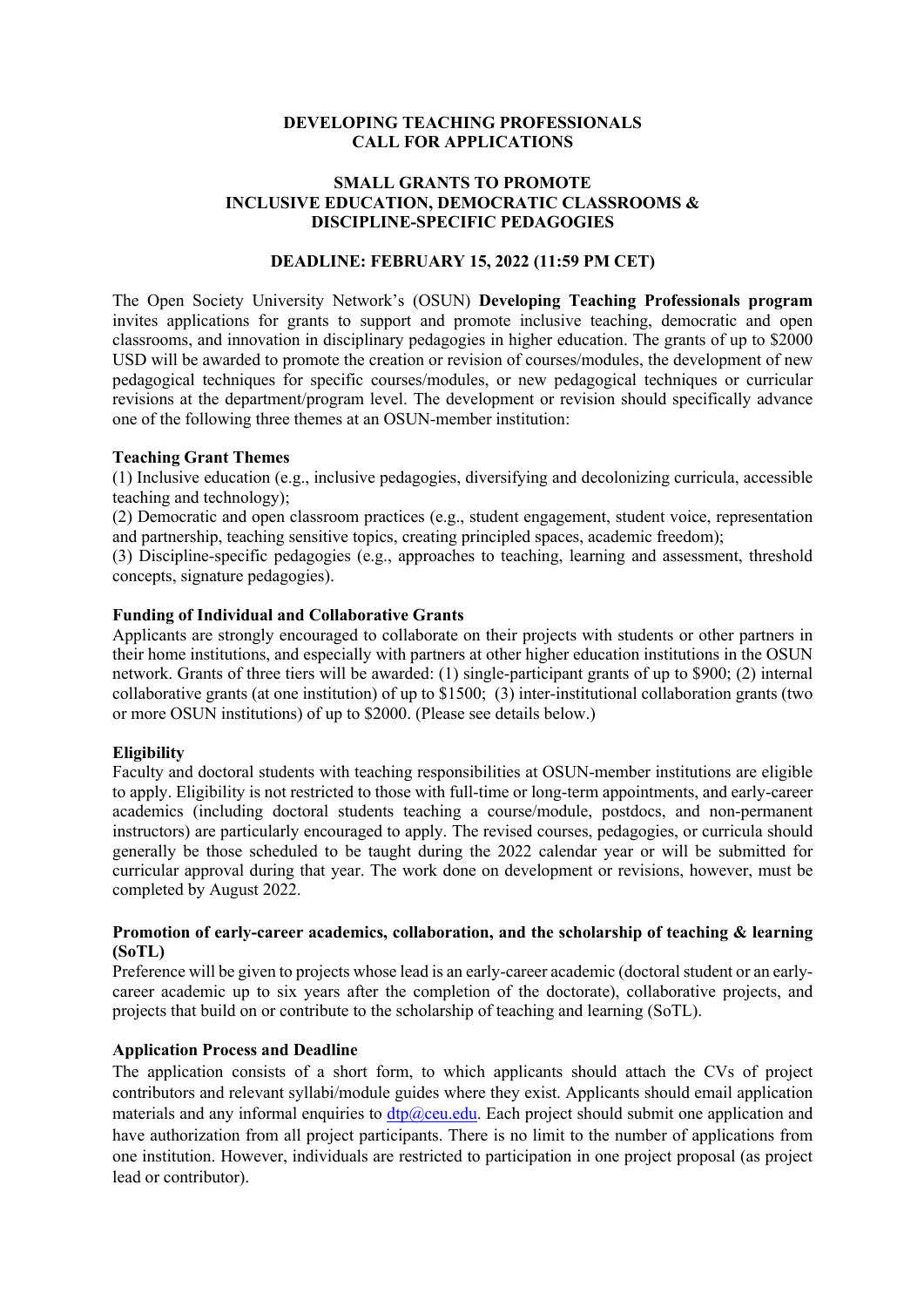# DEVELOPING TEACHING PROFESSIONALS
# CALL FOR APPLICATIONS

## SMALL GRANTS TO PROMOTE INCLUSIVE EDUCATION, DEMOCRATIC CLASSROOMS & DISCIPLINE-SPECIFIC PEDAGOGIES

### DEADLINE: FEBRUARY 15, 2022 (11:59 PM CET)

The Open Society University Network's (OSUN) **Developing Teaching Professionals program** invites applications for grants to support and promote inclusive teaching, democratic and open classrooms, and innovation in disciplinary pedagogies in higher education. The grants of up to $2000 USD will be awarded to promote the creation or revision of courses/modules, the development of new pedagogical techniques for specific courses/modules, or new pedagogical techniques or curricular revisions at the department/program level. The development or revision should specifically advance one of the following three themes at an OSUN-member institution:

**Teaching Grant Themes**

(1) Inclusive education (e.g., inclusive pedagogies, diversifying and decolonizing curricula, accessible teaching and technology);

(2) Democratic and open classroom practices (e.g., student engagement, student voice, representation and partnership, teaching sensitive topics, creating principled spaces, academic freedom);

(3) Discipline-specific pedagogies (e.g., approaches to teaching, learning and assessment, threshold concepts, signature pedagogies).

**Funding of Individual and Collaborative Grants**

Applicants are strongly encouraged to collaborate on their projects with students or other partners in their home institutions, and especially with partners at other higher education institutions in the OSUN network. Grants of three tiers will be awarded: (1) single-participant grants of up to $900; (2) internal collaborative grants (at one institution) of up to $1500; (3) inter-institutional collaboration grants (two or more OSUN institutions) of up to $2000. (Please see details below.)

**Eligibility**

Faculty and doctoral students with teaching responsibilities at OSUN-member institutions are eligible to apply. Eligibility is not restricted to those with full-time or long-term appointments, and early-career academics (including doctoral students teaching a course/module, postdocs, and non-permanent instructors) are particularly encouraged to apply. The revised courses, pedagogies, or curricula should generally be those scheduled to be taught during the 2022 calendar year or will be submitted for curricular approval during that year. The work done on development or revisions, however, must be completed by August 2022.

**Promotion of early-career academics, collaboration, and the scholarship of teaching & learning (SoTL)**

Preference will be given to projects whose lead is an early-career academic (doctoral student or an early-career academic up to six years after the completion of the doctorate), collaborative projects, and projects that build on or contribute to the scholarship of teaching and learning (SoTL).

**Application Process and Deadline**

The application consists of a short form, to which applicants should attach the CVs of project contributors and relevant syllabi/module guides where they exist. Applicants should email application materials and any informal enquiries to dtp@ceu.edu. Each project should submit one application and have authorization from all project participants. There is no limit to the number of applications from one institution. However, individuals are restricted to participation in one project proposal (as project lead or contributor).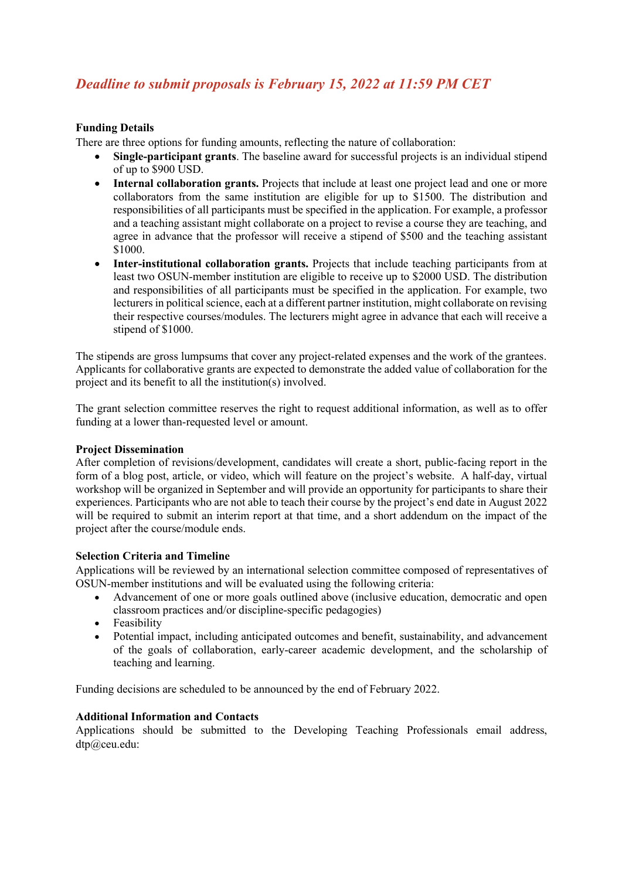*Deadline to submit proposals is February 15, 2022 at 11:59 PM CET*

**Funding Details**

There are three options for funding amounts, reflecting the nature of collaboration:

- **Single-participant grants**. The baseline award for successful projects is an individual stipend of up to $900 USD.
- **Internal collaboration grants.** Projects that include at least one project lead and one or more collaborators from the same institution are eligible for up to $1500. The distribution and responsibilities of all participants must be specified in the application. For example, a professor and a teaching assistant might collaborate on a project to revise a course they are teaching, and agree in advance that the professor will receive a stipend of $500 and the teaching assistant $1000.
- **Inter-institutional collaboration grants.** Projects that include teaching participants from at least two OSUN-member institution are eligible to receive up to $2000 USD. The distribution and responsibilities of all participants must be specified in the application. For example, two lecturers in political science, each at a different partner institution, might collaborate on revising their respective courses/modules. The lecturers might agree in advance that each will receive a stipend of $1000.

The stipends are gross lumpsums that cover any project-related expenses and the work of the grantees. Applicants for collaborative grants are expected to demonstrate the added value of collaboration for the project and its benefit to all the institution(s) involved.

The grant selection committee reserves the right to request additional information, as well as to offer funding at a lower than-requested level or amount.

**Project Dissemination**

After completion of revisions/development, candidates will create a short, public-facing report in the form of a blog post, article, or video, which will feature on the project's website. A half-day, virtual workshop will be organized in September and will provide an opportunity for participants to share their experiences. Participants who are not able to teach their course by the project's end date in August 2022 will be required to submit an interim report at that time, and a short addendum on the impact of the project after the course/module ends.

**Selection Criteria and Timeline**

Applications will be reviewed by an international selection committee composed of representatives of OSUN-member institutions and will be evaluated using the following criteria:

- Advancement of one or more goals outlined above (inclusive education, democratic and open classroom practices and/or discipline-specific pedagogies)
- Feasibility
- Potential impact, including anticipated outcomes and benefit, sustainability, and advancement of the goals of collaboration, early-career academic development, and the scholarship of teaching and learning.

Funding decisions are scheduled to be announced by the end of February 2022.

**Additional Information and Contacts**

Applications should be submitted to the Developing Teaching Professionals email address, dtp@ceu.edu: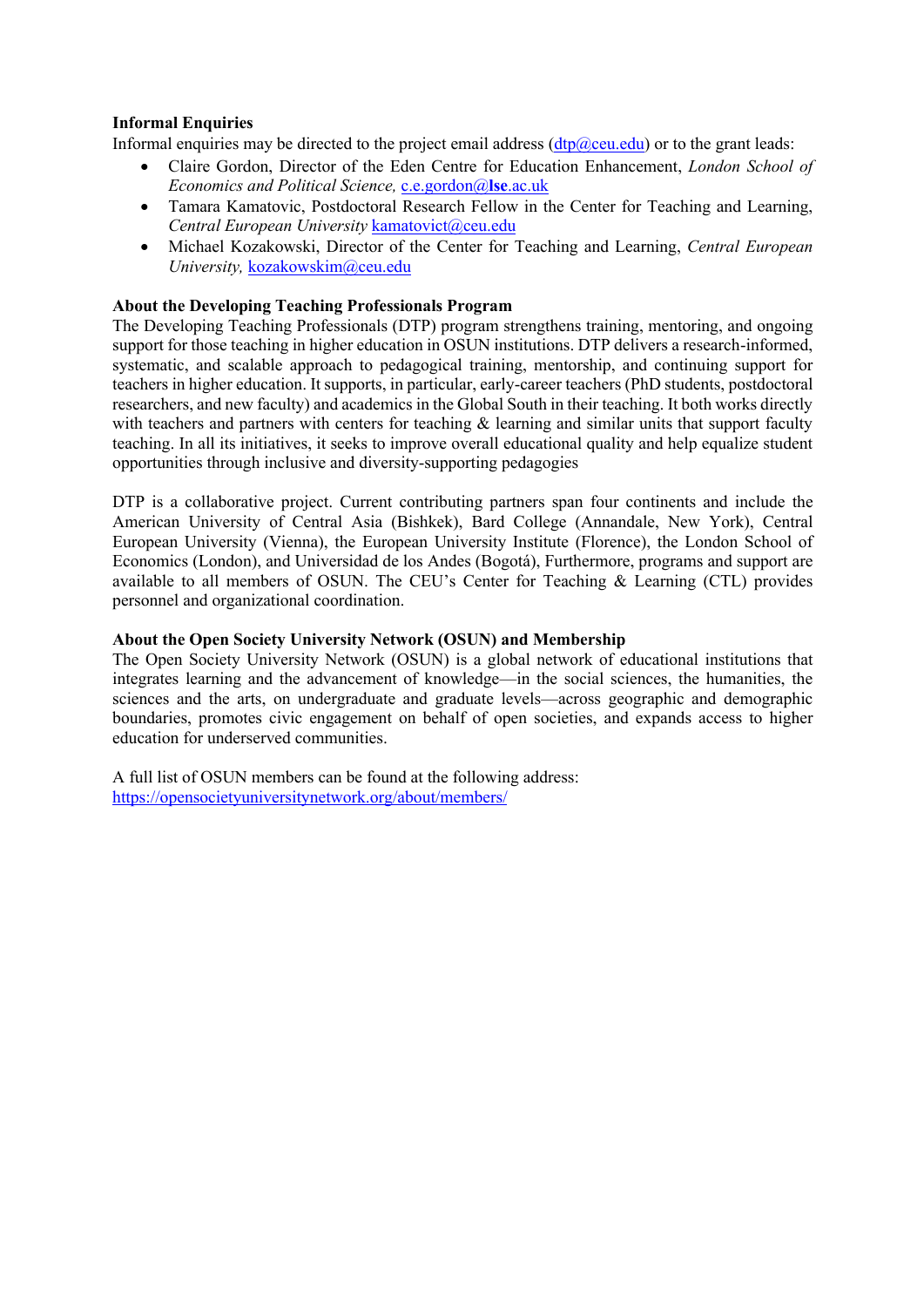**Informal Enquiries**

Informal enquiries may be directed to the project email address (dtp@ceu.edu) or to the grant leads:

- Claire Gordon, Director of the Eden Centre for Education Enhancement, *London School of Economics and Political Science,* c.e.gordon@**lse**.ac.uk
- Tamara Kamatovic, Postdoctoral Research Fellow in the Center for Teaching and Learning, *Central European University* kamatovict@ceu.edu
- Michael Kozakowski, Director of the Center for Teaching and Learning, *Central European University,* kozakowskim@ceu.edu

**About the Developing Teaching Professionals Program**

The Developing Teaching Professionals (DTP) program strengthens training, mentoring, and ongoing support for those teaching in higher education in OSUN institutions. DTP delivers a research-informed, systematic, and scalable approach to pedagogical training, mentorship, and continuing support for teachers in higher education. It supports, in particular, early-career teachers (PhD students, postdoctoral researchers, and new faculty) and academics in the Global South in their teaching. It both works directly with teachers and partners with centers for teaching & learning and similar units that support faculty teaching. In all its initiatives, it seeks to improve overall educational quality and help equalize student opportunities through inclusive and diversity-supporting pedagogies

DTP is a collaborative project. Current contributing partners span four continents and include the American University of Central Asia (Bishkek), Bard College (Annandale, New York), Central European University (Vienna), the European University Institute (Florence), the London School of Economics (London), and Universidad de los Andes (Bogotá), Furthermore, programs and support are available to all members of OSUN. The CEU's Center for Teaching & Learning (CTL) provides personnel and organizational coordination.

**About the Open Society University Network (OSUN) and Membership**

The Open Society University Network (OSUN) is a global network of educational institutions that integrates learning and the advancement of knowledge—in the social sciences, the humanities, the sciences and the arts, on undergraduate and graduate levels—across geographic and demographic boundaries, promotes civic engagement on behalf of open societies, and expands access to higher education for underserved communities.

A full list of OSUN members can be found at the following address:
https://opensocietyuniversitynetwork.org/about/members/